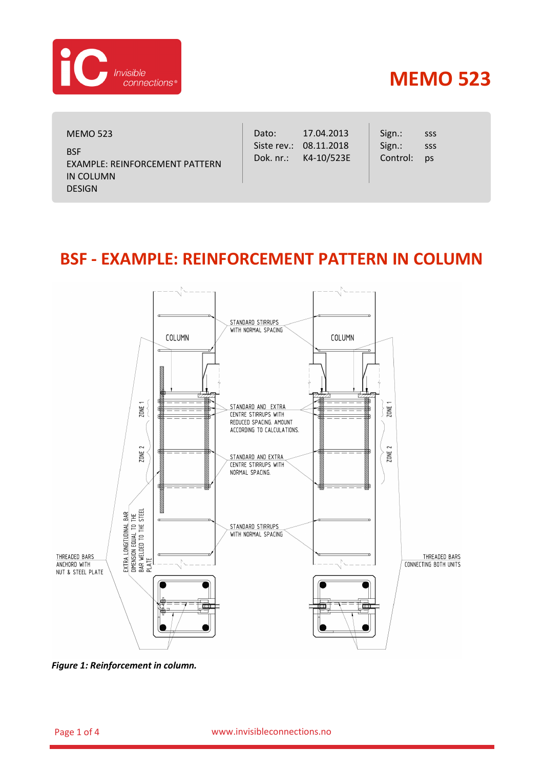# MEMO 523

| MEMO 523<br><br>BSF<br>EXAMPLE: REINFORCEMENT PATTERN IN COLUMN<br>DESIGN | Dato: 17.04.2013<br>Siste rev.: 08.11.2018<br>Dok. nr.: K4-10/523E | Sign.: sss<br>Sign.: sss<br>Control: ps |
|---|---|---|

## BSF - EXAMPLE: REINFORCEMENT PATTERN IN COLUMN

*Figure 1: Reinforcement in column.*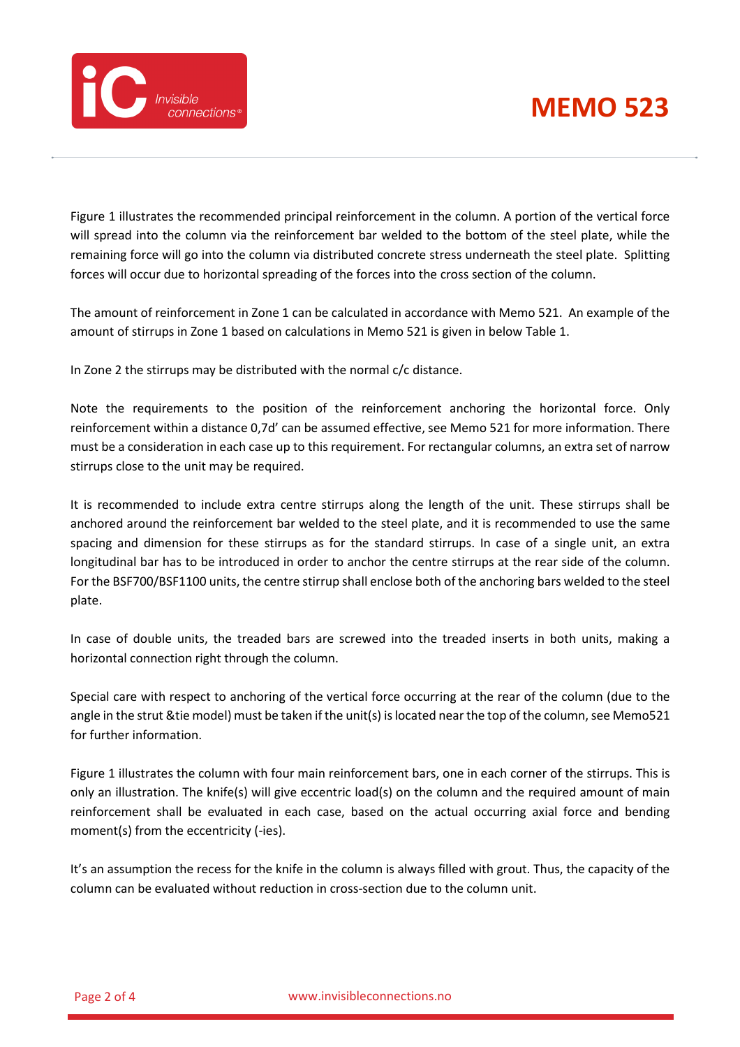Figure 1 illustrates the recommended principal reinforcement in the column. A portion of the vertical force will spread into the column via the reinforcement bar welded to the bottom of the steel plate, while the remaining force will go into the column via distributed concrete stress underneath the steel plate. Splitting forces will occur due to horizontal spreading of the forces into the cross section of the column.

The amount of reinforcement in Zone 1 can be calculated in accordance with Memo 521. An example of the amount of stirrups in Zone 1 based on calculations in Memo 521 is given in below Table 1.

In Zone 2 the stirrups may be distributed with the normal c/c distance.

Note the requirements to the position of the reinforcement anchoring the horizontal force. Only reinforcement within a distance 0,7d' can be assumed effective, see Memo 521 for more information. There must be a consideration in each case up to this requirement. For rectangular columns, an extra set of narrow stirrups close to the unit may be required.

It is recommended to include extra centre stirrups along the length of the unit. These stirrups shall be anchored around the reinforcement bar welded to the steel plate, and it is recommended to use the same spacing and dimension for these stirrups as for the standard stirrups. In case of a single unit, an extra longitudinal bar has to be introduced in order to anchor the centre stirrups at the rear side of the column. For the BSF700/BSF1100 units, the centre stirrup shall enclose both of the anchoring bars welded to the steel plate.

In case of double units, the treaded bars are screwed into the treaded inserts in both units, making a horizontal connection right through the column.

Special care with respect to anchoring of the vertical force occurring at the rear of the column (due to the angle in the strut &tie model) must be taken if the unit(s) is located near the top of the column, see Memo521 for further information.

Figure 1 illustrates the column with four main reinforcement bars, one in each corner of the stirrups. This is only an illustration. The knife(s) will give eccentric load(s) on the column and the required amount of main reinforcement shall be evaluated in each case, based on the actual occurring axial force and bending moment(s) from the eccentricity (-ies).

It's an assumption the recess for the knife in the column is always filled with grout. Thus, the capacity of the column can be evaluated without reduction in cross-section due to the column unit.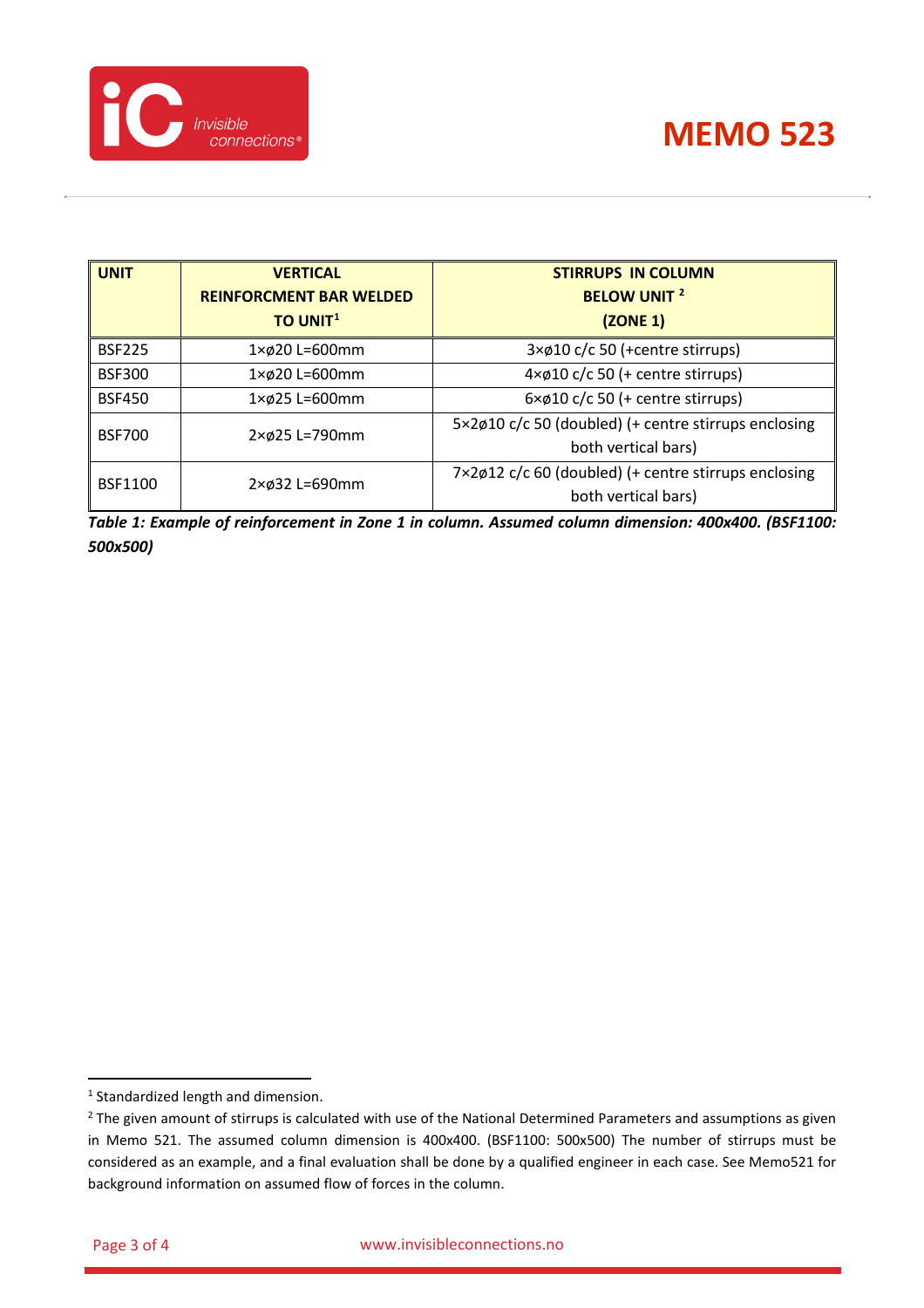| UNIT | VERTICAL REINFORCMENT BAR WELDED TO UNIT[1] | STIRRUPS IN COLUMN BELOW UNIT [2] (ZONE 1) |
|---|---|---|
| BSF225 | 1×ø20 L=600mm | 3×ø10 c/c 50 (+centre stirrups) |
| BSF300 | 1×ø20 L=600mm | 4×ø10 c/c 50 (+ centre stirrups) |
| BSF450 | 1×ø25 L=600mm | 6×ø10 c/c 50 (+ centre stirrups) |
| BSF700 | 2×ø25 L=790mm | 5×2ø10 c/c 50 (doubled) (+ centre stirrups enclosing both vertical bars) |
| BSF1100 | 2×ø32 L=690mm | 7×2ø12 c/c 60 (doubled) (+ centre stirrups enclosing both vertical bars) |

***Table 1: Example of reinforcement in Zone 1 in column. Assumed column dimension: 400x400. (BSF1100: 500x500)***

[1] Standardized length and dimension.

[2] The given amount of stirrups is calculated with use of the National Determined Parameters and assumptions as given in Memo 521. The assumed column dimension is 400x400. (BSF1100: 500x500) The number of stirrups must be considered as an example, and a final evaluation shall be done by a qualified engineer in each case. See Memo521 for background information on assumed flow of forces in the column.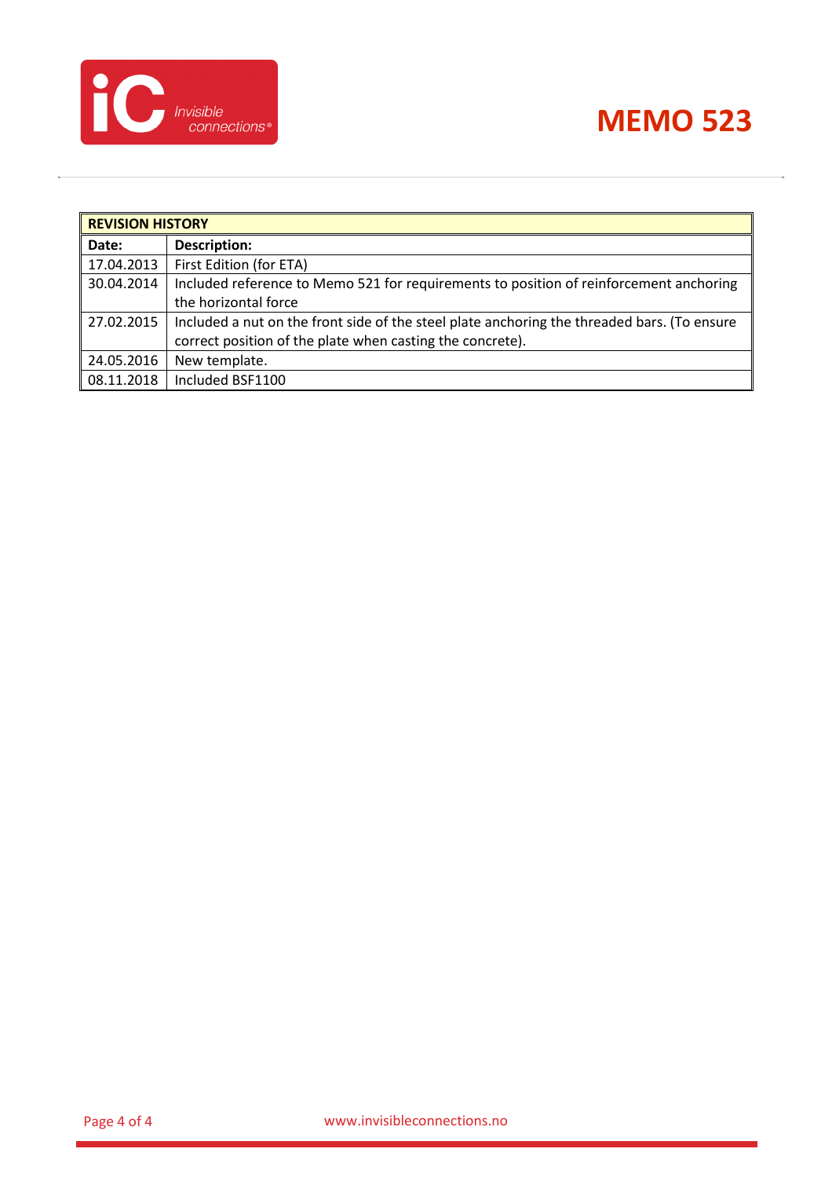| REVISION HISTORY | |
|---|---|
| **Date:** | **Description:** |
| 17.04.2013 | First Edition (for ETA) |
| 30.04.2014 | Included reference to Memo 521 for requirements to position of reinforcement anchoring the horizontal force |
| 27.02.2015 | Included a nut on the front side of the steel plate anchoring the threaded bars. (To ensure correct position of the plate when casting the concrete). |
| 24.05.2016 | New template. |
| 08.11.2018 | Included BSF1100 |